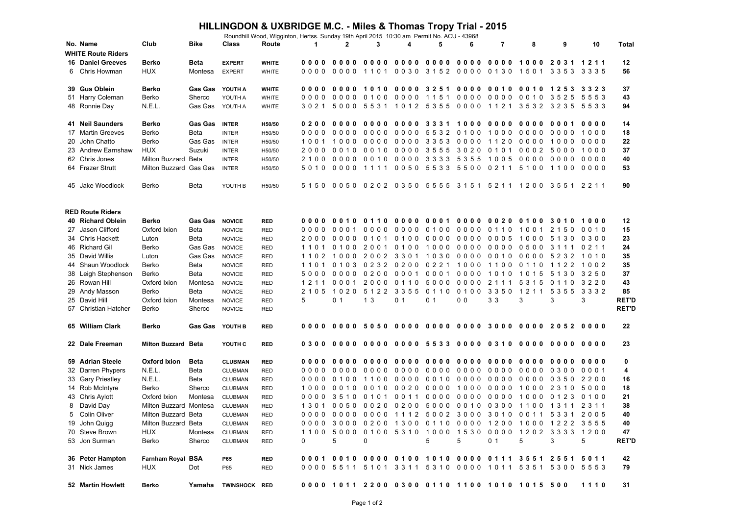# HILLINGDON & UXBRIDGE M.C. - Miles & Thomas Tropy Trial - 2015

Roundhill Wood, Wigginton, Hertss. Sunday 19th April 2015 10:30 am Permit No. ACU - 43968

| No. | Name | Club | Bike | Class | Route | 1 | 2 | 3 | 4 | 5 | 6 | 7 | 8 | 9 | 10 | Total |
|---|---|---|---|---|---|---|---|---|---|---|---|---|---|---|---|---|
| **WHITE Route Riders** | | | | | | | | | | | | | | | | |
| **16** | **Daniel Greeves** | **Berko** | **Beta** | **EXPERT** | **WHITE** | **0 0 0 0** | **0 0 0 0** | **0 0 0 0** | **0 0 0 0** | **0 0 0 0** | **0 0 0 0** | **0 0 0 0** | **1 0 0 0** | **2 0 3 1** | **1 2 1 1** | **12** |
| 6 | Chris Howman | HUX | Montesa | EXPERT | WHITE | 0 0 0 0 | 0 0 0 0 | 1 1 0 1 | 0 0 3 0 | 3 1 5 2 | 0 0 0 0 | 0 1 3 0 | 1 5 0 1 | 3 3 5 3 | 3 3 3 5 | 56 |
| **39** | **Gus Oblein** | **Berko** | **Gas Gas** | **YOUTH A** | **WHITE** | **0 0 0 0** | **0 0 0 0** | **1 0 1 0** | **0 0 0 0** | **3 2 5 1** | **0 0 0 0** | **0 0 1 0** | **0 0 1 0** | **1 2 5 3** | **3 3 2 3** | **37** |
| 51 | Harry Coleman | Berko | Sherco | YOUTH A | WHITE | 0 0 0 0 | 0 0 0 0 | 0 1 0 0 | 0 0 0 0 | 1 1 5 1 | 0 0 0 0 | 0 0 0 0 | 0 0 1 0 | 3 5 2 5 | 5 5 5 3 | 43 |
| 48 | Ronnie Day | N.E.L. | Gas Gas | YOUTH A | WHITE | 3 0 2 1 | 5 0 0 0 | 5 5 3 1 | 1 0 1 2 | 5 3 5 5 | 0 0 0 0 | 1 1 2 1 | 3 5 3 2 | 3 2 3 5 | 5 5 3 3 | 94 |
| **41** | **Neil Saunders** | **Berko** | **Gas Gas** | **INTER** | **H50/50** | **0 2 0 0** | **0 0 0 0** | **0 0 0 0** | **0 0 0 0** | **3 3 3 1** | **1 0 0 0** | **0 0 0 0** | **0 0 0 0** | **0 0 0 1** | **0 0 0 0** | **14** |
| 17 | Martin Greeves | Berko | Beta | INTER | H50/50 | 0 0 0 0 | 0 0 0 0 | 0 0 0 0 | 0 0 0 0 | 5 5 3 2 | 0 1 0 0 | 1 0 0 0 | 0 0 0 0 | 0 0 0 0 | 1 0 0 0 | 18 |
| 20 | John Chatto | Berko | Gas Gas | INTER | H50/50 | 1 0 0 1 | 1 0 0 0 | 0 0 0 0 | 0 0 0 0 | 3 3 5 3 | 0 0 0 0 | 1 1 2 0 | 0 0 0 0 | 1 0 0 0 | 0 0 0 0 | 22 |
| 23 | Andrew Earnshaw | HUX | Suzuki | INTER | H50/50 | 2 0 0 0 | 0 0 1 0 | 0 0 1 0 | 0 0 0 0 | 3 5 5 5 | 3 0 2 0 | 0 1 0 1 | 0 0 0 2 | 5 0 0 0 | 1 0 0 0 | 37 |
| 62 | Chris Jones | Milton Buzzard | Beta | INTER | H50/50 | 2 1 0 0 | 0 0 0 0 | 0 0 1 0 | 0 0 0 0 | 3 3 3 3 | 5 3 5 5 | 1 0 0 5 | 0 0 0 0 | 0 0 0 0 | 0 0 0 0 | 40 |
| 64 | Frazer Strutt | Milton Buzzard | Gas Gas | INTER | H50/50 | 5 0 1 0 | 0 0 0 0 | 1 1 1 1 | 0 0 5 0 | 5 5 3 3 | 5 5 0 0 | 0 2 1 1 | 5 1 0 0 | 1 1 0 0 | 0 0 0 0 | 53 |
| 45 | Jake Woodlock | Berko | Beta | YOUTH B | H50/50 | 5 1 5 0 | 0 0 5 0 | 0 2 0 2 | 0 3 5 0 | 5 5 5 5 | 3 1 5 1 | 5 2 1 1 | 1 2 0 0 | 3 5 5 1 | 2 2 1 1 | 90 |
| **RED Route Riders** | | | | | | | | | | | | | | | | |
| **40** | **Richard Oblein** | **Berko** | **Gas Gas** | **NOVICE** | **RED** | **0 0 0 0** | **0 0 1 0** | **0 1 1 0** | **0 0 0 0** | **0 0 0 1** | **0 0 0 0** | **0 0 2 0** | **0 1 0 0** | **3 0 1 0** | **1 0 0 0** | **12** |
| 27 | Jason Clifford | Oxford Ixion | Beta | NOVICE | RED | 0 0 0 0 | 0 0 0 1 | 0 0 0 0 | 0 0 0 0 | 0 1 0 0 | 0 0 0 0 | 0 1 1 0 | 1 0 0 1 | 2 1 5 0 | 0 0 1 0 | 15 |
| 34 | Chris Hackett | Luton | Beta | NOVICE | RED | 2 0 0 0 | 0 0 0 0 | 0 1 0 1 | 0 1 0 0 | 0 0 0 0 | 0 0 0 0 | 0 0 0 5 | 1 0 0 0 | 5 1 3 0 | 0 3 0 0 | 23 |
| 46 | Richard Gil | Berko | Gas Gas | NOVICE | RED | 1 1 0 1 | 0 1 0 0 | 2 0 0 1 | 0 1 0 0 | 1 0 0 0 | 0 0 0 0 | 0 0 0 0 | 0 5 0 0 | 3 1 1 1 | 0 2 1 1 | 24 |
| 35 | David Willis | Luton | Gas Gas | NOVICE | RED | 1 1 0 2 | 1 0 0 0 | 2 0 0 2 | 3 3 0 1 | 1 0 3 0 | 0 0 0 0 | 0 0 1 0 | 0 0 0 0 | 5 2 3 2 | 1 0 1 0 | 35 |
| 44 | Shaun Woodlock | Berko | Beta | NOVICE | RED | 1 1 0 1 | 0 1 0 3 | 0 2 3 2 | 0 2 0 0 | 0 2 2 1 | 1 0 0 0 | 1 1 0 0 | 0 1 1 0 | 1 1 2 2 | 1 0 0 2 | 35 |
| 38 | Leigh Stephenson | Berko | Beta | NOVICE | RED | 5 0 0 0 | 0 0 0 0 | 0 2 0 0 | 0 0 0 1 | 0 0 0 1 | 0 0 0 0 | 1 0 1 0 | 1 0 1 5 | 5 1 3 0 | 3 2 5 0 | 37 |
| 26 | Rowan Hill | Oxford Ixion | Montesa | NOVICE | RED | 1 2 1 1 | 0 0 0 1 | 2 0 0 0 | 0 1 1 0 | 5 0 0 0 | 0 0 0 0 | 2 1 1 1 | 5 3 1 5 | 0 1 1 0 | 3 2 2 0 | 43 |
| 29 | Andy Masson | Berko | Beta | NOVICE | RED | 2 1 0 5 | 1 0 2 0 | 5 1 2 2 | 3 3 5 5 | 0 1 1 0 | 0 1 0 0 | 3 3 5 0 | 1 2 1 1 | 5 3 5 5 | 3 3 3 2 | 85 |
| 25 | David Hill | Oxford Ixion | Montesa | NOVICE | RED | 5 | 0 1 | 1 3 | 0 1 | 0 1 | 0 0 | 3 3 | 3 | 3 | 3 | RET'D |
| 57 | Christian Hatcher | Berko | Sherco | NOVICE | RED | | | | | | | | | | | RET'D |
| **65** | **William Clark** | **Berko** | **Gas Gas** | **YOUTH B** | **RED** | **0 0 0 0** | **0 0 0 0** | **5 0 5 0** | **0 0 0 0** | **0 0 0 0** | **0 0 0 0** | **3 0 0 0** | **0 0 0 0** | **2 0 5 2** | **0 0 0 0** | **22** |
| **22** | **Dale Freeman** | **Milton Buzzard** | **Beta** | **YOUTH C** | **RED** | **0 3 0 0** | **0 0 0 0** | **0 0 0 0** | **0 0 0 0** | **5 5 3 3** | **0 0 0 0** | **0 3 1 0** | **0 0 0 0** | **0 0 0 0** | **0 0 0 0** | **23** |
| **59** | **Adrian Steele** | **Oxford Ixion** | **Beta** | **CLUBMAN** | **RED** | **0 0 0 0** | **0 0 0 0** | **0 0 0 0** | **0 0 0 0** | **0 0 0 0** | **0 0 0 0** | **0 0 0 0** | **0 0 0 0** | **0 0 0 0** | **0 0 0 0** | **0** |
| 32 | Darren Phypers | N.E.L. | Beta | CLUBMAN | RED | 0 0 0 0 | 0 0 0 0 | 0 0 0 0 | 0 0 0 0 | 0 0 0 0 | 0 0 0 0 | 0 0 0 0 | 0 0 0 0 | 0 3 0 0 | 0 0 0 1 | 4 |
| 33 | Gary Priestley | N.E.L. | Beta | CLUBMAN | RED | 0 0 0 0 | 0 1 0 0 | 1 1 0 0 | 0 0 0 0 | 0 0 1 0 | 0 0 0 0 | 0 0 0 0 | 0 0 0 0 | 0 3 5 0 | 2 2 0 0 | 16 |
| 14 | Rob McIntyre | Berko | Sherco | CLUBMAN | RED | 1 0 0 0 | 0 0 1 0 | 0 0 1 0 | 0 0 2 0 | 0 0 0 0 | 1 0 0 0 | 0 0 0 0 | 1 0 0 0 | 2 3 1 0 | 5 0 0 0 | 18 |
| 43 | Chris Aylott | Oxford Ixion | Montesa | CLUBMAN | RED | 0 0 0 0 | 3 5 1 0 | 0 1 0 1 | 0 0 1 1 | 0 0 0 0 | 0 0 0 0 | 0 0 0 0 | 1 0 0 0 | 0 1 2 3 | 0 1 0 0 | 21 |
| 8 | David Day | Milton Buzzard | Montesa | CLUBMAN | RED | 1 3 0 1 | 0 0 5 0 | 0 0 2 0 | 0 2 0 0 | 5 0 0 0 | 0 0 1 0 | 0 3 0 0 | 1 1 0 0 | 1 3 1 1 | 2 3 1 1 | 38 |
| 5 | Colin Oliver | Milton Buzzard | Beta | CLUBMAN | RED | 0 0 0 0 | 0 0 0 0 | 0 0 0 0 | 1 1 1 2 | 5 0 0 2 | 3 0 0 0 | 3 0 1 0 | 0 0 1 1 | 5 3 3 1 | 2 0 0 5 | 40 |
| 19 | John Quigg | Milton Buzzard | Beta | CLUBMAN | RED | 0 0 0 0 | 3 0 0 0 | 0 2 0 0 | 1 3 0 0 | 0 1 1 0 | 0 0 0 0 | 1 2 0 0 | 1 0 0 0 | 1 2 2 2 | 3 5 5 5 | 40 |
| 70 | Steve Brown | HUX | Montesa | CLUBMAN | RED | 1 1 0 0 | 5 0 0 0 | 0 1 0 0 | 5 3 1 0 | 1 0 0 0 | 1 5 3 0 | 0 0 0 0 | 1 2 0 2 | 3 3 3 3 | 1 2 0 0 | 47 |
| 53 | Jon Surman | Berko | Sherco | CLUBMAN | RED | 0 | 5 | 0 | | 5 | 5 | 0 1 | 5 | 3 | 5 | RET'D |
| **36** | **Peter Hampton** | **Farnham Royal** | **BSA** | **P65** | **RED** | **0 0 0 1** | **0 0 1 0** | **0 0 0 0** | **0 1 0 0** | **1 0 1 0** | **0 0 0 0** | **0 1 1 1** | **3 5 5 1** | **2 5 5 1** | **5 0 1 1** | **42** |
| 31 | Nick James | HUX | Dot | P65 | RED | 0 0 0 0 | 5 5 1 1 | 5 1 0 1 | 3 3 1 1 | 5 3 1 0 | 0 0 0 0 | 1 0 1 1 | 5 3 5 1 | 5 3 0 0 | 5 5 5 3 | 79 |
| **52** | **Martin Howlett** | **Berko** | **Yamaha** | **TWINSHOCK** | **RED** | **0 0 0 0** | **1 0 1 1** | **2 2 0 0** | **0 3 0 0** | **0 1 1 0** | **1 1 0 0** | **1 0 1 0** | **1 0 1 5** | **5 0 0** | **1 1 1 0** | **31** |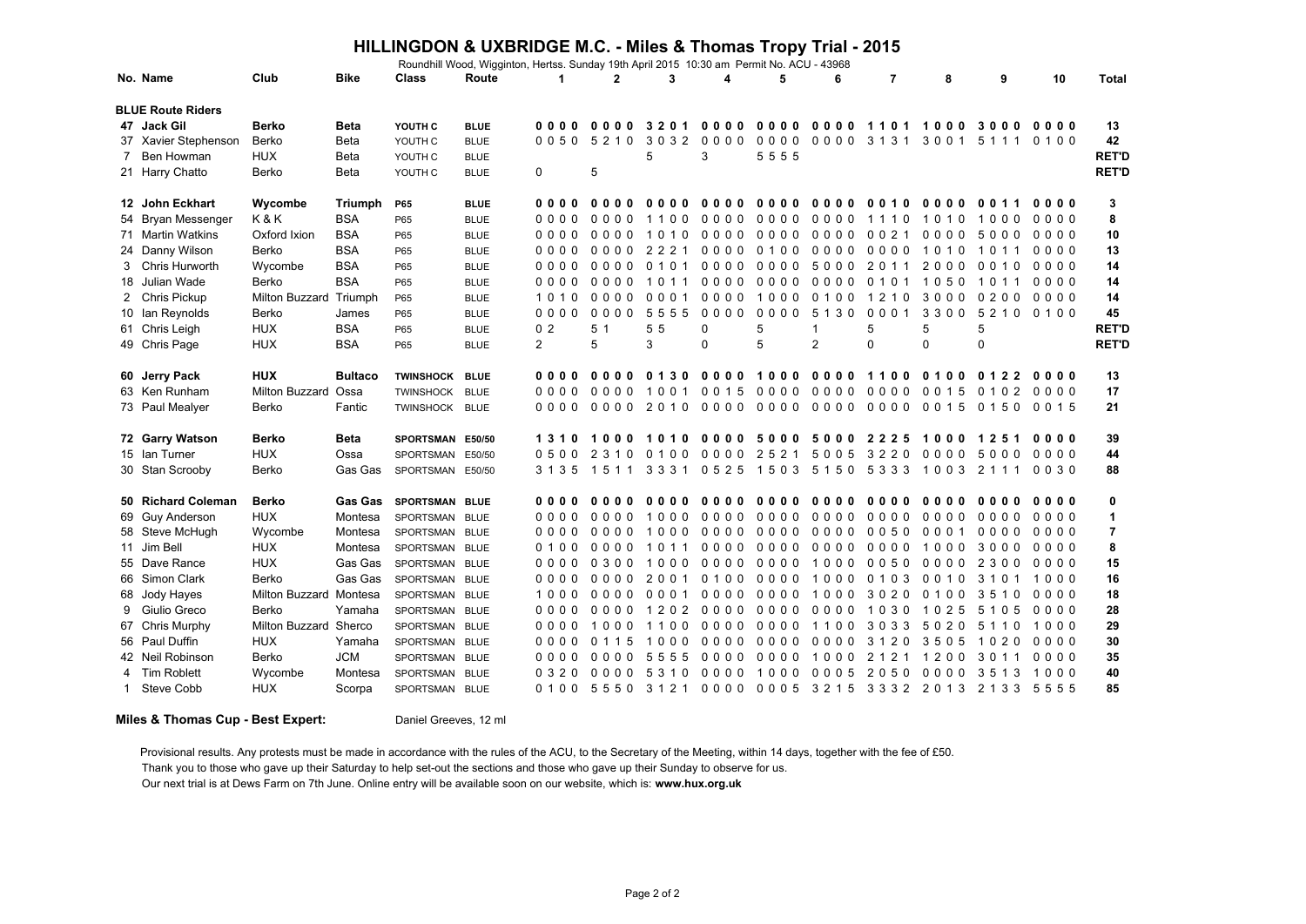# HILLINGDON & UXBRIDGE M.C. - Miles & Thomas Tropy Trial - 2015

Roundhill Wood, Wigginton, Hertss. Sunday 19th April 2015 10:30 am Permit No. ACU - 43968

| No. | Name | Club | Bike | Class | Route | 1 | 2 | 3 | 4 | 5 | 6 | 7 | 8 | 9 | 10 | Total |
|---|---|---|---|---|---|---|---|---|---|---|---|---|---|---|---|---|
| | **BLUE Route Riders** | | | | | | | | | | | | | | | |
| **47** | **Jack Gil** | **Berko** | **Beta** | **YOUTH C** | **BLUE** | **0 0 0 0** | **0 0 0 0** | **3 2 0 1** | **0 0 0 0** | **0 0 0 0** | **0 0 0 0** | **1 1 0 1** | **1 0 0 0** | **3 0 0 0** | **0 0 0 0** | **13** |
| 37 | Xavier Stephenson | Berko | Beta | YOUTH C | BLUE | 0 0 5 0 | 5 2 1 0 | 3 0 3 2 | 0 0 0 0 | 0 0 0 0 | 0 0 0 0 | 3 1 3 1 | 3 0 0 1 | 5 1 1 1 | 0 1 0 0 | 42 |
| 7 | Ben Howman | HUX | Beta | YOUTH C | BLUE | | | 5 | 3 | 5 5 5 5 | | | | | | RET'D |
| 21 | Harry Chatto | Berko | Beta | YOUTH C | BLUE | 0 | 5 | | | | | | | | | RET'D |
| **12** | **John Eckhart** | **Wycombe** | **Triumph** | **P65** | **BLUE** | **0 0 0 0** | **0 0 0 0** | **0 0 0 0** | **0 0 0 0** | **0 0 0 0** | **0 0 0 0** | **0 0 1 0** | **0 0 0 0** | **0 0 1 1** | **0 0 0 0** | **3** |
| 54 | Bryan Messenger | K & K | BSA | P65 | BLUE | 0 0 0 0 | 0 0 0 0 | 1 1 0 0 | 0 0 0 0 | 0 0 0 0 | 0 0 0 0 | 1 1 1 0 | 1 0 1 0 | 1 0 0 0 | 0 0 0 0 | 8 |
| 71 | Martin Watkins | Oxford Ixion | BSA | P65 | BLUE | 0 0 0 0 | 0 0 0 0 | 1 0 1 0 | 0 0 0 0 | 0 0 0 0 | 0 0 0 0 | 0 0 2 1 | 0 0 0 0 | 5 0 0 0 | 0 0 0 0 | 10 |
| 24 | Danny Wilson | Berko | BSA | P65 | BLUE | 0 0 0 0 | 0 0 0 0 | 2 2 2 1 | 0 0 0 0 | 0 1 0 0 | 0 0 0 0 | 0 0 0 0 | 1 0 1 0 | 1 0 1 1 | 0 0 0 0 | 13 |
| 3 | Chris Hurworth | Wycombe | BSA | P65 | BLUE | 0 0 0 0 | 0 0 0 0 | 0 1 0 1 | 0 0 0 0 | 0 0 0 0 | 5 0 0 0 | 2 0 1 1 | 2 0 0 0 | 0 0 1 0 | 0 0 0 0 | 14 |
| 18 | Julian Wade | Berko | BSA | P65 | BLUE | 0 0 0 0 | 0 0 0 0 | 1 0 1 1 | 0 0 0 0 | 0 0 0 0 | 0 0 0 0 | 0 1 0 1 | 1 0 5 0 | 1 0 1 1 | 0 0 0 0 | 14 |
| 2 | Chris Pickup | Milton Buzzard | Triumph | P65 | BLUE | 1 0 1 0 | 0 0 0 0 | 0 0 0 1 | 0 0 0 0 | 1 0 0 0 | 0 1 0 0 | 1 2 1 0 | 3 0 0 0 | 0 2 0 0 | 0 0 0 0 | 14 |
| 10 | Ian Reynolds | Berko | James | P65 | BLUE | 0 0 0 0 | 0 0 0 0 | 5 5 5 5 | 0 0 0 0 | 0 0 0 0 | 5 1 3 0 | 0 0 0 1 | 3 3 0 0 | 5 2 1 0 | 0 1 0 0 | 45 |
| 61 | Chris Leigh | HUX | BSA | P65 | BLUE | 0 2 | 5 1 | 5 5 | 0 | 5 | 1 | 5 | 5 | 5 | | RET'D |
| 49 | Chris Page | HUX | BSA | P65 | BLUE | 2 | 5 | 3 | 0 | 5 | 2 | 0 | 0 | 0 | | RET'D |
| **60** | **Jerry Pack** | **HUX** | **Bultaco** | **TWINSHOCK** | **BLUE** | **0 0 0 0** | **0 0 0 0** | **0 1 3 0** | **0 0 0 0** | **1 0 0 0** | **0 0 0 0** | **1 1 0 0** | **0 1 0 0** | **0 1 2 2** | **0 0 0 0** | **13** |
| 63 | Ken Runham | Milton Buzzard | Ossa | TWINSHOCK | BLUE | 0 0 0 0 | 0 0 0 0 | 1 0 0 1 | 0 0 1 5 | 0 0 0 0 | 0 0 0 0 | 0 0 0 0 | 0 0 1 5 | 0 1 0 2 | 0 0 0 0 | 17 |
| 73 | Paul Mealyer | Berko | Fantic | TWINSHOCK | BLUE | 0 0 0 0 | 0 0 0 0 | 2 0 1 0 | 0 0 0 0 | 0 0 0 0 | 0 0 0 0 | 0 0 0 0 | 0 0 1 5 | 0 1 5 0 | 0 0 1 5 | 21 |
| **72** | **Garry Watson** | **Berko** | **Beta** | **SPORTSMAN** | **E50/50** | **1 3 1 0** | **1 0 0 0** | **1 0 1 0** | **0 0 0 0** | **5 0 0 0** | **5 0 0 0** | **2 2 2 5** | **1 0 0 0** | **1 2 5 1** | **0 0 0 0** | **39** |
| 15 | Ian Turner | HUX | Ossa | SPORTSMAN | E50/50 | 0 5 0 0 | 2 3 1 0 | 0 1 0 0 | 0 0 0 0 | 2 5 2 1 | 5 0 0 5 | 3 2 2 0 | 0 0 0 0 | 5 0 0 0 | 0 0 0 0 | 44 |
| 30 | Stan Scrooby | Berko | Gas Gas | SPORTSMAN | E50/50 | 3 1 3 5 | 1 5 1 1 | 3 3 3 1 | 0 5 2 5 | 1 5 0 3 | 5 1 5 0 | 5 3 3 3 | 1 0 0 3 | 2 1 1 1 | 0 0 3 0 | 88 |
| **50** | **Richard Coleman** | **Berko** | **Gas Gas** | **SPORTSMAN** | **BLUE** | **0 0 0 0** | **0 0 0 0** | **0 0 0 0** | **0 0 0 0** | **0 0 0 0** | **0 0 0 0** | **0 0 0 0** | **0 0 0 0** | **0 0 0 0** | **0 0 0 0** | **0** |
| 69 | Guy Anderson | HUX | Montesa | SPORTSMAN | BLUE | 0 0 0 0 | 0 0 0 0 | 1 0 0 0 | 0 0 0 0 | 0 0 0 0 | 0 0 0 0 | 0 0 0 0 | 0 0 0 0 | 0 0 0 0 | 0 0 0 0 | 1 |
| 58 | Steve McHugh | Wycombe | Montesa | SPORTSMAN | BLUE | 0 0 0 0 | 0 0 0 0 | 1 0 0 0 | 0 0 0 0 | 0 0 0 0 | 0 0 0 0 | 0 0 5 0 | 0 0 0 1 | 0 0 0 0 | 0 0 0 0 | 7 |
| 11 | Jim Bell | HUX | Montesa | SPORTSMAN | BLUE | 0 1 0 0 | 0 0 0 0 | 1 0 1 1 | 0 0 0 0 | 0 0 0 0 | 0 0 0 0 | 0 0 0 0 | 1 0 0 0 | 3 0 0 0 | 0 0 0 0 | 8 |
| 55 | Dave Rance | HUX | Gas Gas | SPORTSMAN | BLUE | 0 0 0 0 | 0 3 0 0 | 1 0 0 0 | 0 0 0 0 | 0 0 0 0 | 1 0 0 0 | 0 0 5 0 | 0 0 0 0 | 2 3 0 0 | 0 0 0 0 | 15 |
| 66 | Simon Clark | Berko | Gas Gas | SPORTSMAN | BLUE | 0 0 0 0 | 0 0 0 0 | 2 0 0 1 | 0 1 0 0 | 0 0 0 0 | 1 0 0 0 | 0 1 0 3 | 0 0 1 0 | 3 1 0 1 | 1 0 0 0 | 16 |
| 68 | Jody Hayes | Milton Buzzard | Montesa | SPORTSMAN | BLUE | 1 0 0 0 | 0 0 0 0 | 0 0 0 1 | 0 0 0 0 | 0 0 0 0 | 1 0 0 0 | 3 0 2 0 | 0 1 0 0 | 3 5 1 0 | 0 0 0 0 | 18 |
| 9 | Giulio Greco | Berko | Yamaha | SPORTSMAN | BLUE | 0 0 0 0 | 0 0 0 0 | 1 2 0 2 | 0 0 0 0 | 0 0 0 0 | 0 0 0 0 | 1 0 3 0 | 1 0 2 5 | 5 1 0 5 | 0 0 0 0 | 28 |
| 67 | Chris Murphy | Milton Buzzard | Sherco | SPORTSMAN | BLUE | 0 0 0 0 | 1 0 0 0 | 1 1 0 0 | 0 0 0 0 | 0 0 0 0 | 1 1 0 0 | 3 0 3 3 | 5 0 2 0 | 5 1 1 0 | 1 0 0 0 | 29 |
| 56 | Paul Duffin | HUX | Yamaha | SPORTSMAN | BLUE | 0 0 0 0 | 0 1 1 5 | 1 0 0 0 | 0 0 0 0 | 0 0 0 0 | 0 0 0 0 | 3 1 2 0 | 3 5 0 5 | 1 0 2 0 | 0 0 0 0 | 30 |
| 42 | Neil Robinson | Berko | JCM | SPORTSMAN | BLUE | 0 0 0 0 | 0 0 0 0 | 5 5 5 5 | 0 0 0 0 | 0 0 0 0 | 1 0 0 0 | 2 1 2 1 | 1 2 0 0 | 3 0 1 1 | 0 0 0 0 | 35 |
| 4 | Tim Roblett | Wycombe | Montesa | SPORTSMAN | BLUE | 0 3 2 0 | 0 0 0 0 | 5 3 1 0 | 0 0 0 0 | 1 0 0 0 | 0 0 0 5 | 2 0 5 0 | 0 0 0 0 | 3 5 1 3 | 1 0 0 0 | 40 |
| 1 | Steve Cobb | HUX | Scorpa | SPORTSMAN | BLUE | 0 1 0 0 | 5 5 5 0 | 3 1 2 1 | 0 0 0 0 | 0 0 0 5 | 3 2 1 5 | 3 3 3 2 | 2 0 1 3 | 2 1 3 3 | 5 5 5 5 | 85 |

**Miles & Thomas Cup - Best Expert:** Daniel Greeves, 12 ml

Provisional results. Any protests must be made in accordance with the rules of the ACU, to the Secretary of the Meeting, within 14 days, together with the fee of £50.

Thank you to those who gave up their Saturday to help set-out the sections and those who gave up their Sunday to observe for us.

Our next trial is at Dews Farm on 7th June. Online entry will be available soon on our website, which is: **www.hux.org.uk**